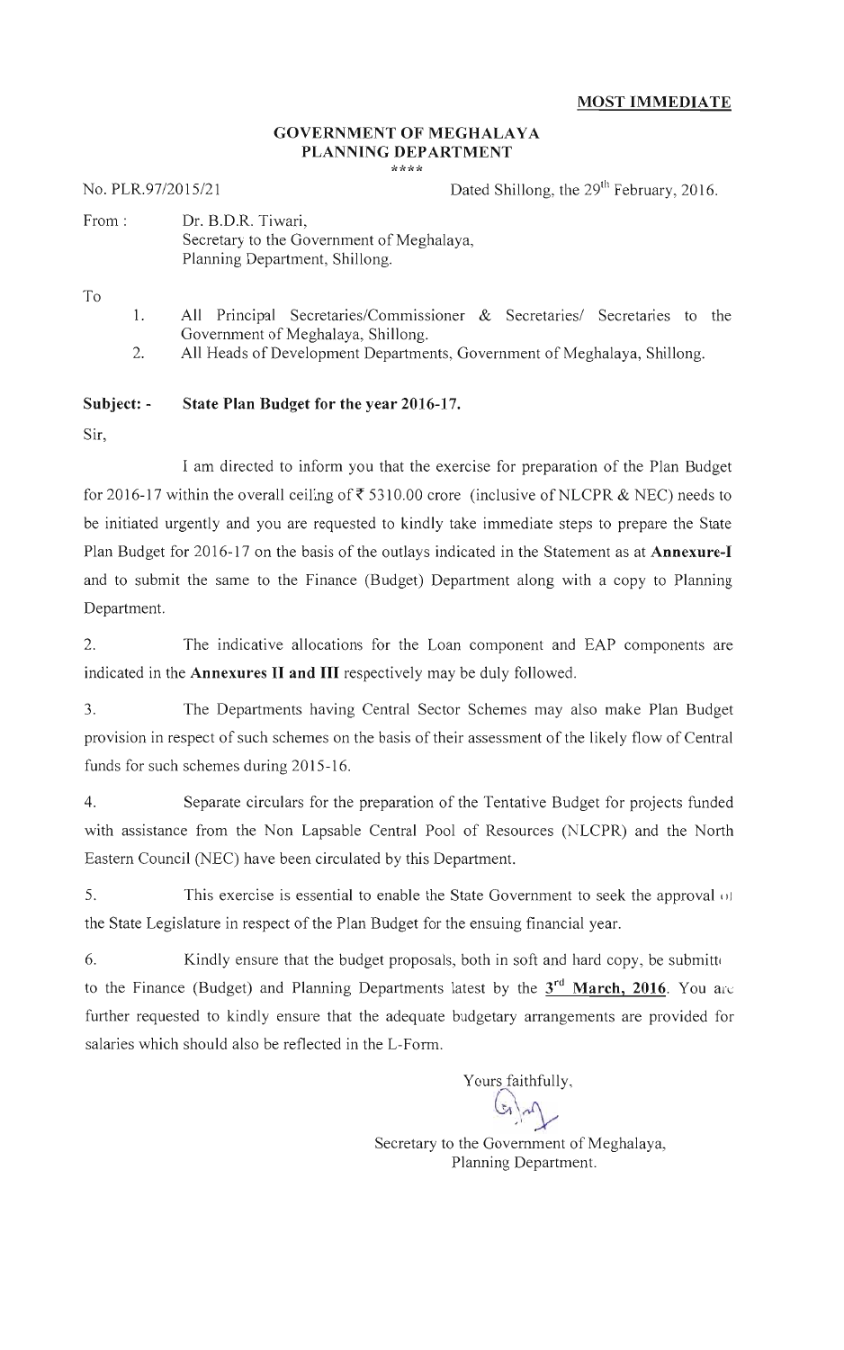**MOST IMMEDIATE**

**GOVERNMENT OF MEGHALAYA**
**PLANNING DEPARTMENT**
****

No. PLR.97/2015/21 Dated Shillong, the 29th February, 2016.

From : Dr. B.D.R. Tiwari,
Secretary to the Government of Meghalaya,
Planning Department, Shillong.

To

1. All Principal Secretaries/Commissioner & Secretaries/ Secretaries to the Government of Meghalaya, Shillong.
2. All Heads of Development Departments, Government of Meghalaya, Shillong.

**Subject: - State Plan Budget for the year 2016-17.**

Sir,

I am directed to inform you that the exercise for preparation of the Plan Budget for 2016-17 within the overall ceiling of ₹ 5310.00 crore (inclusive of NLCPR & NEC) needs to be initiated urgently and you are requested to kindly take immediate steps to prepare the State Plan Budget for 2016-17 on the basis of the outlays indicated in the Statement as at **Annexure-I** and to submit the same to the Finance (Budget) Department along with a copy to Planning Department.

2. The indicative allocations for the Loan component and EAP components are indicated in the **Annexures II and III** respectively may be duly followed.

3. The Departments having Central Sector Schemes may also make Plan Budget provision in respect of such schemes on the basis of their assessment of the likely flow of Central funds for such schemes during 2015-16.

4. Separate circulars for the preparation of the Tentative Budget for projects funded with assistance from the Non Lapsable Central Pool of Resources (NLCPR) and the North Eastern Council (NEC) have been circulated by this Department.

5. This exercise is essential to enable the State Government to seek the approval of the State Legislature in respect of the Plan Budget for the ensuing financial year.

6. Kindly ensure that the budget proposals, both in soft and hard copy, be submitted to the Finance (Budget) and Planning Departments latest by the **3rd March, 2016**. You are further requested to kindly ensure that the adequate budgetary arrangements are provided for salaries which should also be reflected in the L-Form.

Yours faithfully,

Secretary to the Government of Meghalaya,
Planning Department.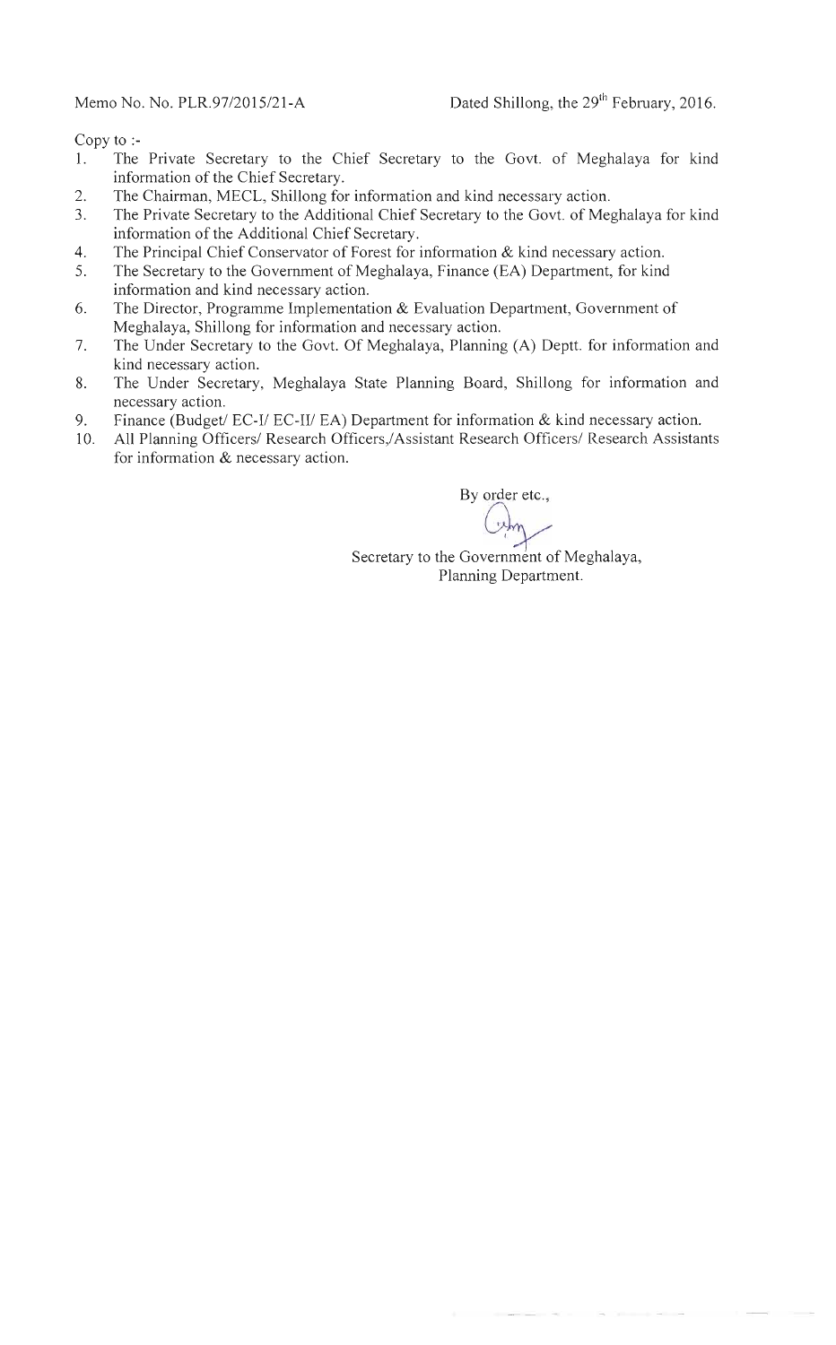Memo No. No. PLR.97/2015/21-A Dated Shillong, the 29th February, 2016.

Copy to :-

1. The Private Secretary to the Chief Secretary to the Govt. of Meghalaya for kind information of the Chief Secretary.
2. The Chairman, MECL, Shillong for information and kind necessary action.
3. The Private Secretary to the Additional Chief Secretary to the Govt. of Meghalaya for kind information of the Additional Chief Secretary.
4. The Principal Chief Conservator of Forest for information & kind necessary action.
5. The Secretary to the Government of Meghalaya, Finance (EA) Department, for kind information and kind necessary action.
6. The Director, Programme Implementation & Evaluation Department, Government of Meghalaya, Shillong for information and necessary action.
7. The Under Secretary to the Govt. Of Meghalaya, Planning (A) Deptt. for information and kind necessary action.
8. The Under Secretary, Meghalaya State Planning Board, Shillong for information and necessary action.
9. Finance (Budget/ EC-I/ EC-II/ EA) Department for information & kind necessary action.
10. All Planning Officers/ Research Officers,/Assistant Research Officers/ Research Assistants for information & necessary action.

By order etc.,

Secretary to the Government of Meghalaya,
Planning Department.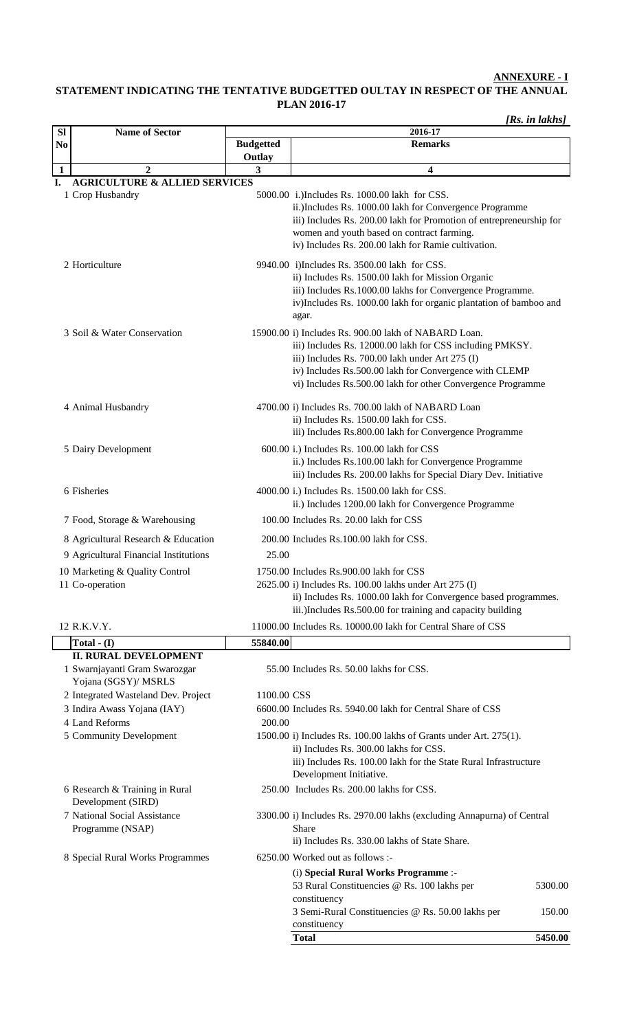**ANNEXURE - I**

## STATEMENT INDICATING THE TENTATIVE BUDGETTED OULTAY IN RESPECT OF THE ANNUAL PLAN 2016-17

*[Rs. in lakhs]*

| Sl No | Name of Sector | 2016-17 | |
|---|---|---|---|
| | | Budgetted Outlay | Remarks |
| 1 | 2 | 3 | 4 |
| **I.** | **AGRICULTURE & ALLIED SERVICES** | | |
| 1 | Crop Husbandry | 5000.00 | i.)Includes Rs. 1000.00 lakh for CSS.<br>ii.)Includes Rs. 1000.00 lakh for Convergence Programme<br>iii) Includes Rs. 200.00 lakh for Promotion of entrepreneurship for women and youth based on contract farming.<br>iv) Includes Rs. 200.00 lakh for Ramie cultivation. |
| 2 | Horticulture | 9940.00 | i)Includes Rs. 3500.00 lakh for CSS.<br>ii) Includes Rs. 1500.00 lakh for Mission Organic<br>iii) Includes Rs.1000.00 lakhs for Convergence Programme.<br>iv)Includes Rs. 1000.00 lakh for organic plantation of bamboo and agar. |
| 3 | Soil & Water Conservation | 15900.00 | i) Includes Rs. 900.00 lakh of NABARD Loan.<br>iii) Includes Rs. 12000.00 lakh for CSS including PMKSY.<br>iii) Includes Rs. 700.00 lakh under Art 275 (I)<br>iv) Includes Rs.500.00 lakh for Convergence with CLEMP<br>vi) Includes Rs.500.00 lakh for other Convergence Programme |
| 4 | Animal Husbandry | 4700.00 | i) Includes Rs. 700.00 lakh of NABARD Loan<br>ii) Includes Rs. 1500.00 lakh for CSS.<br>iii) Includes Rs.800.00 lakh for Convergence Programme |
| 5 | Dairy Development | 600.00 | i.) Includes Rs. 100.00 lakh for CSS<br>ii.) Includes Rs.100.00 lakh for Convergence Programme<br>iii) Includes Rs. 200.00 lakhs for Special Diary Dev. Initiative |
| 6 | Fisheries | 4000.00 | i.) Includes Rs. 1500.00 lakh for CSS.<br>ii.) Includes 1200.00 lakh for Convergence Programme |
| 7 | Food, Storage & Warehousing | 100.00 | Includes Rs. 20.00 lakh for CSS |
| 8 | Agricultural Research & Education | 200.00 | Includes Rs.100.00 lakh for CSS. |
| 9 | Agricultural Financial Institutions | 25.00 | |
| 10 | Marketing & Quality Control | 1750.00 | Includes Rs.900.00 lakh for CSS |
| 11 | Co-operation | 2625.00 | i) Includes Rs. 100.00 lakhs under Art 275 (I)<br>ii) Includes Rs. 1000.00 lakh for Convergence based programmes.<br>iii.)Includes Rs.500.00 for training and capacity building |
| 12 | R.K.V.Y. | 11000.00 | Includes Rs. 10000.00 lakh for Central Share of CSS |
| | **Total - (I)** | **55840.00** | |
| | **II. RURAL DEVELOPMENT** | | |
| 1 | Swarnjayanti Gram Swarozgar Yojana (SGSY)/ MSRLS | 55.00 | Includes Rs. 50.00 lakhs for CSS. |
| 2 | Integrated Wasteland Dev. Project | 1100.00 | CSS |
| 3 | Indira Awass Yojana (IAY) | 6600.00 | Includes Rs. 5940.00 lakh for Central Share of CSS |
| 4 | Land Reforms | 200.00 | |
| 5 | Community Development | 1500.00 | i) Includes Rs. 100.00 lakhs of Grants under Art. 275(1).<br>ii) Includes Rs. 300.00 lakhs for CSS.<br>iii) Includes Rs. 100.00 lakh for the State Rural Infrastructure Development Initiative. |
| 6 | Research & Training in Rural Development (SIRD) | 250.00 | Includes Rs. 200.00 lakhs for CSS. |
| 7 | National Social Assistance Programme (NSAP) | 3300.00 | i) Includes Rs. 2970.00 lakhs (excluding Annapurna) of Central Share<br>ii) Includes Rs. 330.00 lakhs of State Share. |
| 8 | Special Rural Works Programmes | 6250.00 | Worked out as follows :-<br>(i) **Special Rural Works Programme** :-<br>53 Rural Constituencies @ Rs. 100 lakhs per constituency — 5300.00<br>3 Semi-Rural Constituencies @ Rs. 50.00 lakhs per constituency — 150.00<br>**Total — 5450.00** |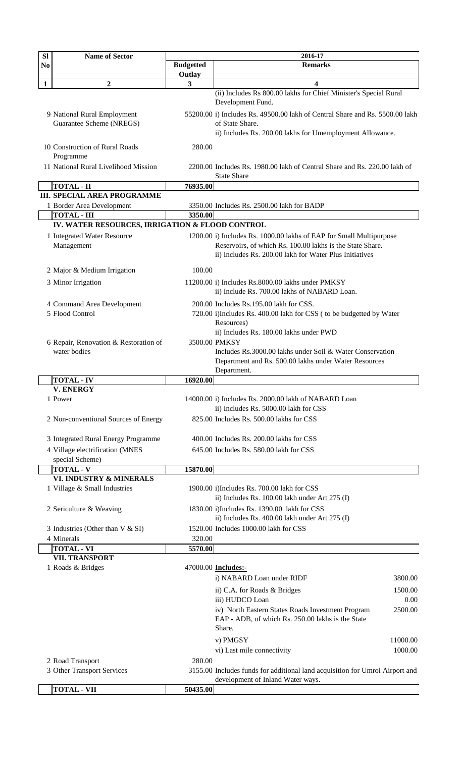| Sl No | Name of Sector | 2016-17 | |
|---|---|---|---|
| | | Budgetted Outlay | Remarks |
| 1 | 2 | 3 | 4 |
| | | | (ii) Includes Rs 800.00 lakhs for Chief Minister's Special Rural Development Fund. |
| 9 | National Rural Employment Guarantee Scheme (NREGS) | 55200.00 | i) Includes Rs. 49500.00 lakh of Central Share and Rs. 5500.00 lakh of State Share.<br>ii) Includes Rs. 200.00 lakhs for Umemployment Allowance. |
| 10 | Construction of Rural Roads Programme | 280.00 | |
| 11 | National Rural Livelihood Mission | 2200.00 | Includes Rs. 1980.00 lakh of Central Share and Rs. 220.00 lakh of State Share |
| | **TOTAL - II** | **76935.00** | |
| | **III. SPECIAL AREA PROGRAMME** | | |
| 1 | Border Area Development | 3350.00 | Includes Rs. 2500.00 lakh for BADP |
| | **TOTAL - III** | **3350.00** | |
| | **IV. WATER RESOURCES, IRRIGATION & FLOOD CONTROL** | | |
| 1 | Integrated Water Resource Management | 1200.00 | i) Includes Rs. 1000.00 lakhs of EAP for Small Multipurpose Reservoirs, of which Rs. 100.00 lakhs is the State Share.<br>ii) Includes Rs. 200.00 lakh for Water Plus Initiatives |
| 2 | Major & Medium Irrigation | 100.00 | |
| 3 | Minor Irrigation | 11200.00 | i) Includes Rs.8000.00 lakhs under PMKSY<br>ii) Include Rs. 700.00 lakhs of NABARD Loan. |
| 4 | Command Area Development | 200.00 | Includes Rs.195.00 lakh for CSS. |
| 5 | Flood Control | 720.00 | i)Includes Rs. 400.00 lakh for CSS ( to be budgetted by Water Resources)<br>ii) Includes Rs. 180.00 lakhs under PWD |
| 6 | Repair, Renovation & Restoration of water bodies | 3500.00 | PMKSY<br>Includes Rs.3000.00 lakhs under Soil & Water Conservation Department and Rs. 500.00 lakhs under Water Resources Department. |
| | **TOTAL - IV** | **16920.00** | |
| | **V. ENERGY** | | |
| 1 | Power | 14000.00 | i) Includes Rs. 2000.00 lakh of NABARD Loan<br>ii) Includes Rs. 5000.00 lakh for CSS |
| 2 | Non-conventional Sources of Energy | 825.00 | Includes Rs. 500.00 lakhs for CSS |
| 3 | Integrated Rural Energy Programme | 400.00 | Includes Rs. 200.00 lakhs for CSS |
| 4 | Village electrification (MNES special Scheme) | 645.00 | Includes Rs. 580.00 lakh for CSS |
| | **TOTAL - V** | **15870.00** | |
| | **VI. INDUSTRY & MINERALS** | | |
| 1 | Village & Small Industries | 1900.00 | i)Includes Rs. 700.00 lakh for CSS<br>ii) Includes Rs. 100.00 lakh under Art 275 (I) |
| 2 | Sericulture & Weaving | 1830.00 | i)Includes Rs. 1390.00 lakh for CSS<br>ii) Includes Rs. 400.00 lakh under Art 275 (I) |
| 3 | Industries (Other than V & SI) | 1520.00 | Includes 1000.00 lakh for CSS |
| 4 | Minerals | 320.00 | |
| | **TOTAL - VI** | **5570.00** | |
| | **VII. TRANSPORT** | | |
| 1 | Roads & Bridges | 47000.00 | **Includes:-**<br>i) NABARD Loan under RIDF — 3800.00<br>ii) C.A. for Roads & Bridges — 1500.00<br>iii) HUDCO Loan — 0.00<br>iv) North Eastern States Roads Investment Program EAP - ADB, of which Rs. 250.00 lakhs is the State Share. — 2500.00<br>v) PMGSY — 11000.00<br>vi) Last mile connectivity — 1000.00 |
| 2 | Road Transport | 280.00 | |
| 3 | Other Transport Services | 3155.00 | Includes funds for additional land acquisition for Umroi Airport and development of Inland Water ways. |
| | **TOTAL - VII** | **50435.00** | |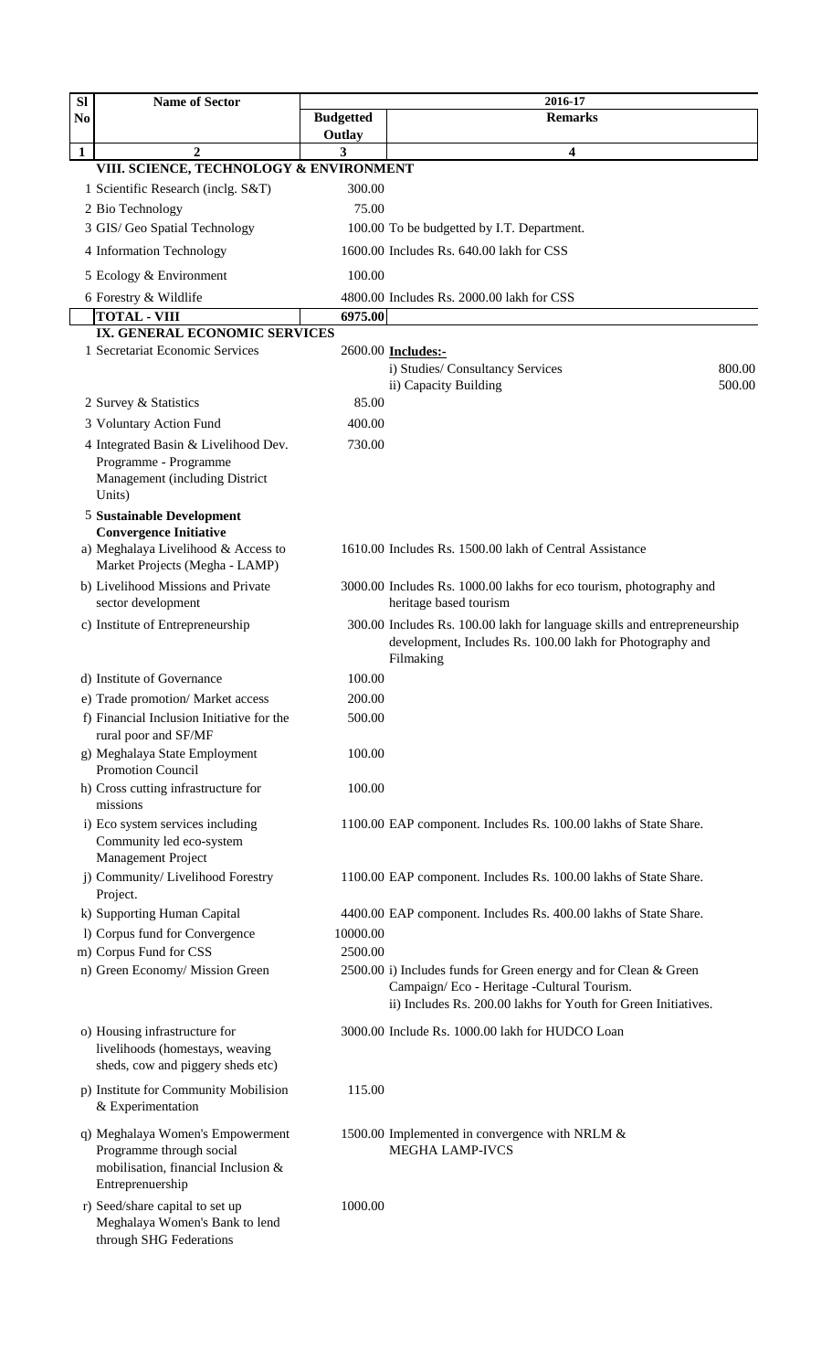| Sl No | Name of Sector | 2016-17 | |
|---|---|---|---|
| | | Budgetted Outlay | Remarks |
| 1 | 2 | 3 | 4 |
| | **VIII. SCIENCE, TECHNOLOGY & ENVIRONMENT** | | |
| | 1 Scientific Research (inclg. S&T) | 300.00 | |
| | 2 Bio Technology | 75.00 | |
| | 3 GIS/ Geo Spatial Technology | 100.00 | To be budgetted by I.T. Department. |
| | 4 Information Technology | 1600.00 | Includes Rs. 640.00 lakh for CSS |
| | 5 Ecology & Environment | 100.00 | |
| | 6 Forestry & Wildlife | 4800.00 | Includes Rs. 2000.00 lakh for CSS |
| | **TOTAL - VIII** | **6975.00** | |
| | **IX. GENERAL ECONOMIC SERVICES** | | |
| | 1 Secretariat Economic Services | 2600.00 | **Includes:-** i) Studies/ Consultancy Services 800.00; ii) Capacity Building 500.00 |
| | 2 Survey & Statistics | 85.00 | |
| | 3 Voluntary Action Fund | 400.00 | |
| | 4 Integrated Basin & Livelihood Dev. Programme - Programme Management (including District Units) | 730.00 | |
| | **5 Sustainable Development Convergence Initiative** | | |
| | a) Meghalaya Livelihood & Access to Market Projects (Megha - LAMP) | 1610.00 | Includes Rs. 1500.00 lakh of Central Assistance |
| | b) Livelihood Missions and Private sector development | 3000.00 | Includes Rs. 1000.00 lakhs for eco tourism, photography and heritage based tourism |
| | c) Institute of Entrepreneurship | 300.00 | Includes Rs. 100.00 lakh for language skills and entrepreneurship development, Includes Rs. 100.00 lakh for Photography and Filmaking |
| | d) Institute of Governance | 100.00 | |
| | e) Trade promotion/ Market access | 200.00 | |
| | f) Financial Inclusion Initiative for the rural poor and SF/MF | 500.00 | |
| | g) Meghalaya State Employment Promotion Council | 100.00 | |
| | h) Cross cutting infrastructure for missions | 100.00 | |
| | i) Eco system services including Community led eco-system Management Project | 1100.00 | EAP component. Includes Rs. 100.00 lakhs of State Share. |
| | j) Community/ Livelihood Forestry Project. | 1100.00 | EAP component. Includes Rs. 100.00 lakhs of State Share. |
| | k) Supporting Human Capital | 4400.00 | EAP component. Includes Rs. 400.00 lakhs of State Share. |
| | l) Corpus fund for Convergence | 10000.00 | |
| | m) Corpus Fund for CSS | 2500.00 | |
| | n) Green Economy/ Mission Green | 2500.00 | i) Includes funds for Green energy and for Clean & Green Campaign/ Eco - Heritage -Cultural Tourism. ii) Includes Rs. 200.00 lakhs for Youth for Green Initiatives. |
| | o) Housing infrastructure for livelihoods (homestays, weaving sheds, cow and piggery sheds etc) | 3000.00 | Include Rs. 1000.00 lakh for HUDCO Loan |
| | p) Institute for Community Mobilision & Experimentation | 115.00 | |
| | q) Meghalaya Women's Empowerment Programme through social mobilisation, financial Inclusion & Entreprenuership | 1500.00 | Implemented in convergence with NRLM & MEGHA LAMP-IVCS |
| | r) Seed/share capital to set up Meghalaya Women's Bank to lend through SHG Federations | 1000.00 | |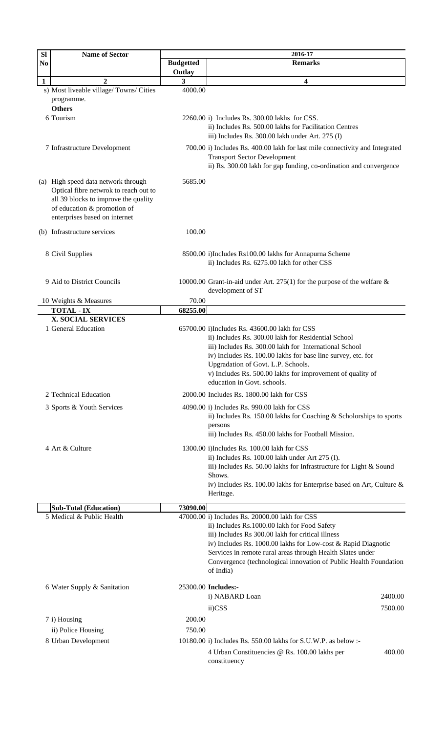| Sl No | Name of Sector | 2016-17 | |
|---|---|---|---|
| | | Budgetted Outlay | Remarks |
| 1 | 2 | 3 | 4 |
| | s) Most liveable village/ Towns/ Cities programme. | 4000.00 | |
| | **Others** | | |
| 6 | Tourism | 2260.00 | i) Includes Rs. 300.00 lakhs for CSS.<br>ii) Includes Rs. 500.00 lakhs for Facilitation Centres<br>iii) Includes Rs. 300.00 lakh under Art. 275 (I) |
| 7 | Infrastructure Development | 700.00 | i) Includes Rs. 400.00 lakh for last mile connectivity and Integrated Transport Sector Development<br>ii) Rs. 300.00 lakh for gap funding, co-ordination and convergence |
| | (a) High speed data network through Optical fibre netwrok to reach out to all 39 blocks to improve the quality of education & promotion of enterprises based on internet | 5685.00 | |
| | (b) Infrastructure services | 100.00 | |
| 8 | Civil Supplies | 8500.00 | i)Includes Rs100.00 lakhs for Annapurna Scheme<br>ii) Includes Rs. 6275.00 lakh for other CSS |
| 9 | Aid to District Councils | 10000.00 | Grant-in-aid under Art. 275(1) for the purpose of the welfare & development of ST |
| 10 | Weights & Measures | 70.00 | |
| | **TOTAL - IX** | **68255.00** | |
| | **X. SOCIAL SERVICES** | | |
| 1 | General Education | 65700.00 | i)Includes Rs. 43600.00 lakh for CSS<br>ii) Includes Rs. 300.00 lakh for Residential School<br>iii) Includes Rs. 300.00 lakh for International School<br>iv) Includes Rs. 100.00 lakhs for base line survey, etc. for Upgradation of Govt. L.P. Schools.<br>v) Includes Rs. 500.00 lakhs for improvement of quality of education in Govt. schools. |
| 2 | Technical Education | 2000.00 | Includes Rs. 1800.00 lakh for CSS |
| 3 | Sports & Youth Services | 4090.00 | i) Includes Rs. 990.00 lakh for CSS<br>ii) Includes Rs. 150.00 lakhs for Coaching & Scholorships to sports persons<br>iii) Includes Rs. 450.00 lakhs for Football Mission. |
| 4 | Art & Culture | 1300.00 | i)Includes Rs. 100.00 lakh for CSS<br>ii) Includes Rs. 100.00 lakh under Art 275 (I).<br>iii) Includes Rs. 50.00 lakhs for Infrastructure for Light & Sound Shows.<br>iv) Includes Rs. 100.00 lakhs for Enterprise based on Art, Culture & Heritage. |
| | **Sub-Total (Education)** | **73090.00** | |
| 5 | Medical & Public Health | 47000.00 | i) Includes Rs. 20000.00 lakh for CSS<br>ii) Includes Rs.1000.00 lakh for Food Safety<br>iii) Includes Rs 300.00 lakh for critical illness<br>iv) Includes Rs. 1000.00 lakhs for Low-cost & Rapid Diagnotic Services in remote rural areas through Health Slates under Convergence (technological innovation of Public Health Foundation of India) |
| 6 | Water Supply & Sanitation | 25300.00 | **Includes:-**<br>i) NABARD Loan 2400.00<br>ii)CSS 7500.00 |
| 7 | i) Housing | 200.00 | |
| | ii) Police Housing | 750.00 | |
| 8 | Urban Development | 10180.00 | i) Includes Rs. 550.00 lakhs for S.U.W.P. as below :-<br>4 Urban Constituencies @ Rs. 100.00 lakhs per constituency 400.00 |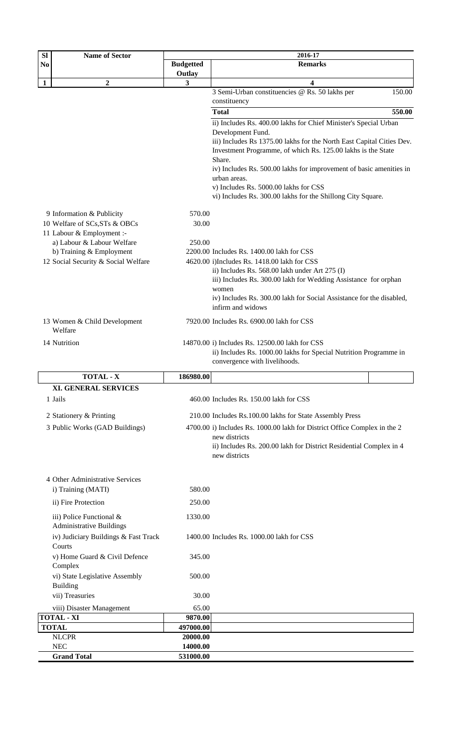| Sl No | Name of Sector | 2016-17 | |
|---|---|---|---|
| | | Budgetted Outlay | Remarks |
| 1 | 2 | 3 | 4 |
| | | | 3 Semi-Urban constituencies @ Rs. 50 lakhs per constituency 150.00 |
| | | | **Total 550.00** |
| | | | ii) Includes Rs. 400.00 lakhs for Chief Minister's Special Urban Development Fund.<br>iii) Includes Rs 1375.00 lakhs for the North East Capital Cities Dev. Investment Programme, of which Rs. 125.00 lakhs is the State Share.<br>iv) Includes Rs. 500.00 lakhs for improvement of basic amenities in urban areas.<br>v) Includes Rs. 5000.00 lakhs for CSS<br>vi) Includes Rs. 300.00 lakhs for the Shillong City Square. |
| 9 | Information & Publicity | 570.00 | |
| 10 | Welfare of SCs,STs & OBCs | 30.00 | |
| 11 | Labour & Employment :- | | |
| | a) Labour & Labour Welfare | 250.00 | |
| | b) Training & Employment | 2200.00 | Includes Rs. 1400.00 lakh for CSS |
| 12 | Social Security & Social Welfare | 4620.00 | i)Includes Rs. 1418.00 lakh for CSS<br>ii) Includes Rs. 568.00 lakh under Art 275 (I)<br>iii) Includes Rs. 300.00 lakh for Wedding Assistance for orphan women<br>iv) Includes Rs. 300.00 lakh for Social Assistance for the disabled, infirm and widows |
| 13 | Women & Child Development Welfare | 7920.00 | Includes Rs. 6900.00 lakh for CSS |
| 14 | Nutrition | 14870.00 | i) Includes Rs. 12500.00 lakh for CSS<br>ii) Includes Rs. 1000.00 lakhs for Special Nutrition Programme in convergence with livelihoods. |
| | **TOTAL - X** | **186980.00** | |
| | **XI. GENERAL SERVICES** | | |
| 1 | Jails | 460.00 | Includes Rs. 150.00 lakh for CSS |
| 2 | Stationery & Printing | 210.00 | Includes Rs.100.00 lakhs for State Assembly Press |
| 3 | Public Works (GAD Buildings) | 4700.00 | i) Includes Rs. 1000.00 lakh for District Office Complex in the 2 new districts<br>ii) Includes Rs. 200.00 lakh for District Residential Complex in 4 new districts |
| 4 | Other Administrative Services | | |
| | i) Training (MATI) | 580.00 | |
| | ii) Fire Protection | 250.00 | |
| | iii) Police Functional & Administrative Buildings | 1330.00 | |
| | iv) Judiciary Buildings & Fast Track Courts | 1400.00 | Includes Rs. 1000.00 lakh for CSS |
| | v) Home Guard & Civil Defence Complex | 345.00 | |
| | vi) State Legislative Assembly Building | 500.00 | |
| | vii) Treasuries | 30.00 | |
| | viii) Disaster Management | 65.00 | |
| | **TOTAL - XI** | **9870.00** | |
| | **TOTAL** | **497000.00** | |
| | **NLCPR** | **20000.00** | |
| | **NEC** | **14000.00** | |
| | **Grand Total** | **531000.00** | |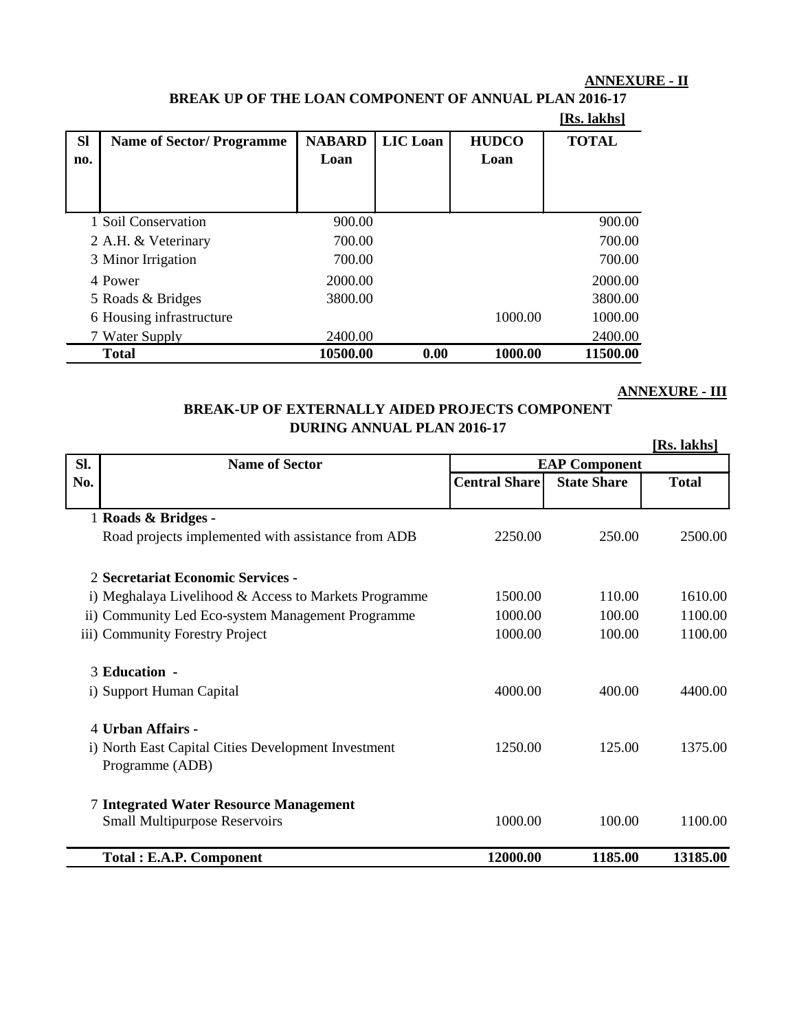**ANNEXURE - II**

## BREAK UP OF THE LOAN COMPONENT OF ANNUAL PLAN 2016-17

[Rs. lakhs]

| Sl no. | Name of Sector/ Programme | NABARD Loan | LIC Loan | HUDCO Loan | TOTAL |
|---|---|---|---|---|---|
| 1 | Soil Conservation | 900.00 | | | 900.00 |
| 2 | A.H. & Veterinary | 700.00 | | | 700.00 |
| 3 | Minor Irrigation | 700.00 | | | 700.00 |
| 4 | Power | 2000.00 | | | 2000.00 |
| 5 | Roads & Bridges | 3800.00 | | | 3800.00 |
| 6 | Housing infrastructure | | | 1000.00 | 1000.00 |
| 7 | Water Supply | 2400.00 | | | 2400.00 |
| | **Total** | **10500.00** | **0.00** | **1000.00** | **11500.00** |

**ANNEXURE - III**

## BREAK-UP OF EXTERNALLY AIDED PROJECTS COMPONENT DURING ANNUAL PLAN 2016-17

[Rs. lakhs]

| Sl. No. | Name of Sector | EAP Component | | |
|---|---|---|---|---|
| | | Central Share | State Share | Total |
| 1 | **Roads & Bridges -** | | | |
| | Road projects implemented with assistance from ADB | 2250.00 | 250.00 | 2500.00 |
| 2 | **Secretariat Economic Services -** | | | |
| i) | Meghalaya Livelihood & Access to Markets Programme | 1500.00 | 110.00 | 1610.00 |
| ii) | Community Led Eco-system Management Programme | 1000.00 | 100.00 | 1100.00 |
| iii) | Community Forestry Project | 1000.00 | 100.00 | 1100.00 |
| 3 | **Education -** | | | |
| i) | Support Human Capital | 4000.00 | 400.00 | 4400.00 |
| 4 | **Urban Affairs -** | | | |
| i) | North East Capital Cities Development Investment Programme (ADB) | 1250.00 | 125.00 | 1375.00 |
| 7 | **Integrated Water Resource Management** | | | |
| | Small Multipurpose Reservoirs | 1000.00 | 100.00 | 1100.00 |
| | **Total : E.A.P. Component** | **12000.00** | **1185.00** | **13185.00** |